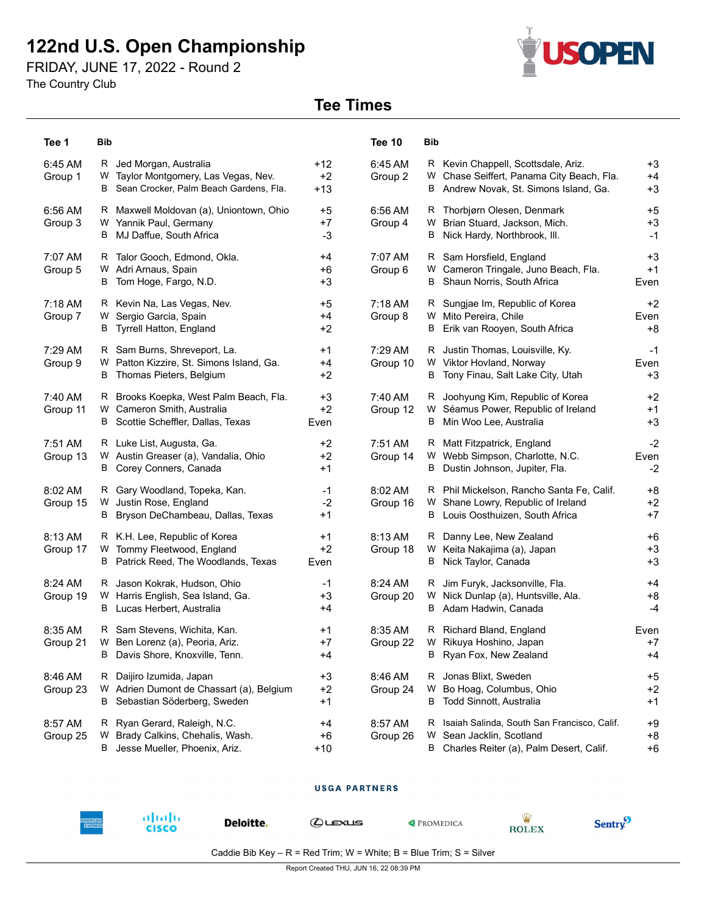# 122nd U.S. Open Championship

FRIDAY, JUNE 17, 2022 - Round 2

The Country Club

## Tee Times

| Tee 1 | Bib | | | Tee 10 | Bib | | |
|---|---|---|---|---|---|---|---|
| 6:45 AM Group 1 | R | Jed Morgan, Australia | +12 | 6:45 AM Group 2 | R | Kevin Chappell, Scottsdale, Ariz. | +3 |
| | W | Taylor Montgomery, Las Vegas, Nev. | +2 | | W | Chase Seiffert, Panama City Beach, Fla. | +4 |
| | B | Sean Crocker, Palm Beach Gardens, Fla. | +13 | | B | Andrew Novak, St. Simons Island, Ga. | +3 |
| 6:56 AM Group 3 | R | Maxwell Moldovan (a), Uniontown, Ohio | +5 | 6:56 AM Group 4 | R | Thorbjørn Olesen, Denmark | +5 |
| | W | Yannik Paul, Germany | +7 | | W | Brian Stuard, Jackson, Mich. | +3 |
| | B | MJ Daffue, South Africa | -3 | | B | Nick Hardy, Northbrook, Ill. | -1 |
| 7:07 AM Group 5 | R | Talor Gooch, Edmond, Okla. | +4 | 7:07 AM Group 6 | R | Sam Horsfield, England | +3 |
| | W | Adri Arnaus, Spain | +6 | | W | Cameron Tringale, Juno Beach, Fla. | +1 |
| | B | Tom Hoge, Fargo, N.D. | +3 | | B | Shaun Norris, South Africa | Even |
| 7:18 AM Group 7 | R | Kevin Na, Las Vegas, Nev. | +5 | 7:18 AM Group 8 | R | Sungjae Im, Republic of Korea | +2 |
| | W | Sergio Garcia, Spain | +4 | | W | Mito Pereira, Chile | Even |
| | B | Tyrrell Hatton, England | +2 | | B | Erik van Rooyen, South Africa | +8 |
| 7:29 AM Group 9 | R | Sam Burns, Shreveport, La. | +1 | 7:29 AM Group 10 | R | Justin Thomas, Louisville, Ky. | -1 |
| | W | Patton Kizzire, St. Simons Island, Ga. | +4 | | W | Viktor Hovland, Norway | Even |
| | B | Thomas Pieters, Belgium | +2 | | B | Tony Finau, Salt Lake City, Utah | +3 |
| 7:40 AM Group 11 | R | Brooks Koepka, West Palm Beach, Fla. | +3 | 7:40 AM Group 12 | R | Joohyung Kim, Republic of Korea | +2 |
| | W | Cameron Smith, Australia | +2 | | W | Séamus Power, Republic of Ireland | +1 |
| | B | Scottie Scheffler, Dallas, Texas | Even | | B | Min Woo Lee, Australia | +3 |
| 7:51 AM Group 13 | R | Luke List, Augusta, Ga. | +2 | 7:51 AM Group 14 | R | Matt Fitzpatrick, England | -2 |
| | W | Austin Greaser (a), Vandalia, Ohio | +2 | | W | Webb Simpson, Charlotte, N.C. | Even |
| | B | Corey Conners, Canada | +1 | | B | Dustin Johnson, Jupiter, Fla. | -2 |
| 8:02 AM Group 15 | R | Gary Woodland, Topeka, Kan. | -1 | 8:02 AM Group 16 | R | Phil Mickelson, Rancho Santa Fe, Calif. | +8 |
| | W | Justin Rose, England | -2 | | W | Shane Lowry, Republic of Ireland | +2 |
| | B | Bryson DeChambeau, Dallas, Texas | +1 | | B | Louis Oosthuizen, South Africa | +7 |
| 8:13 AM Group 17 | R | K.H. Lee, Republic of Korea | +1 | 8:13 AM Group 18 | R | Danny Lee, New Zealand | +6 |
| | W | Tommy Fleetwood, England | +2 | | W | Keita Nakajima (a), Japan | +3 |
| | B | Patrick Reed, The Woodlands, Texas | Even | | B | Nick Taylor, Canada | +3 |
| 8:24 AM Group 19 | R | Jason Kokrak, Hudson, Ohio | -1 | 8:24 AM Group 20 | R | Jim Furyk, Jacksonville, Fla. | +4 |
| | W | Harris English, Sea Island, Ga. | +3 | | W | Nick Dunlap (a), Huntsville, Ala. | +8 |
| | B | Lucas Herbert, Australia | +4 | | B | Adam Hadwin, Canada | -4 |
| 8:35 AM Group 21 | R | Sam Stevens, Wichita, Kan. | +1 | 8:35 AM Group 22 | R | Richard Bland, England | Even |
| | W | Ben Lorenz (a), Peoria, Ariz. | +7 | | W | Rikuya Hoshino, Japan | +7 |
| | B | Davis Shore, Knoxville, Tenn. | +4 | | B | Ryan Fox, New Zealand | +4 |
| 8:46 AM Group 23 | R | Daijiro Izumida, Japan | +3 | 8:46 AM Group 24 | R | Jonas Blixt, Sweden | +5 |
| | W | Adrien Dumont de Chassart (a), Belgium | +2 | | W | Bo Hoag, Columbus, Ohio | +2 |
| | B | Sebastian Söderberg, Sweden | +1 | | B | Todd Sinnott, Australia | +1 |
| 8:57 AM Group 25 | R | Ryan Gerard, Raleigh, N.C. | +4 | 8:57 AM Group 26 | R | Isaiah Salinda, South San Francisco, Calif. | +9 |
| | W | Brady Calkins, Chehalis, Wash. | +6 | | W | Sean Jacklin, Scotland | +8 |
| | B | Jesse Mueller, Phoenix, Ariz. | +10 | | B | Charles Reiter (a), Palm Desert, Calif. | +6 |

USGA PARTNERS

American Express · Cisco · Deloitte. · Lexus · ProMedica · Rolex · Sentry

Caddie Bib Key – R = Red Trim; W = White; B = Blue Trim; S = Silver

Report Created THU, JUN 16, 22 08:39 PM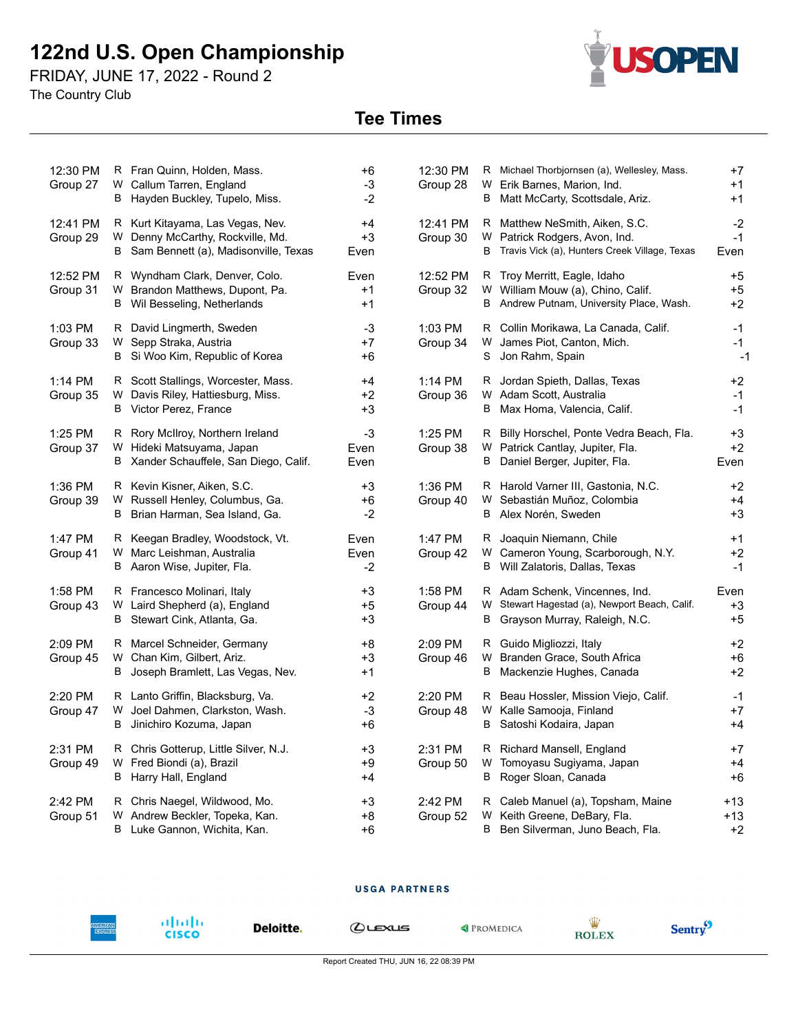# 122nd U.S. Open Championship

FRIDAY, JUNE 17, 2022 - Round 2

The Country Club

## Tee Times

| Time / Group | | Player | Score |
|---|---|---|---|
| 12:30 PM Group 27 | R | Fran Quinn, Holden, Mass. | +6 |
| | W | Callum Tarren, England | -3 |
| | B | Hayden Buckley, Tupelo, Miss. | -2 |
| 12:41 PM Group 29 | R | Kurt Kitayama, Las Vegas, Nev. | +4 |
| | W | Denny McCarthy, Rockville, Md. | +3 |
| | B | Sam Bennett (a), Madisonville, Texas | Even |
| 12:52 PM Group 31 | R | Wyndham Clark, Denver, Colo. | Even |
| | W | Brandon Matthews, Dupont, Pa. | +1 |
| | B | Wil Besseling, Netherlands | +1 |
| 1:03 PM Group 33 | R | David Lingmerth, Sweden | -3 |
| | W | Sepp Straka, Austria | +7 |
| | B | Si Woo Kim, Republic of Korea | +6 |
| 1:14 PM Group 35 | R | Scott Stallings, Worcester, Mass. | +4 |
| | W | Davis Riley, Hattiesburg, Miss. | +2 |
| | B | Victor Perez, France | +3 |
| 1:25 PM Group 37 | R | Rory McIlroy, Northern Ireland | -3 |
| | W | Hideki Matsuyama, Japan | Even |
| | B | Xander Schauffele, San Diego, Calif. | Even |
| 1:36 PM Group 39 | R | Kevin Kisner, Aiken, S.C. | +3 |
| | W | Russell Henley, Columbus, Ga. | +6 |
| | B | Brian Harman, Sea Island, Ga. | -2 |
| 1:47 PM Group 41 | R | Keegan Bradley, Woodstock, Vt. | Even |
| | W | Marc Leishman, Australia | Even |
| | B | Aaron Wise, Jupiter, Fla. | -2 |
| 1:58 PM Group 43 | R | Francesco Molinari, Italy | +3 |
| | W | Laird Shepherd (a), England | +5 |
| | B | Stewart Cink, Atlanta, Ga. | +3 |
| 2:09 PM Group 45 | R | Marcel Schneider, Germany | +8 |
| | W | Chan Kim, Gilbert, Ariz. | +3 |
| | B | Joseph Bramlett, Las Vegas, Nev. | +1 |
| 2:20 PM Group 47 | R | Lanto Griffin, Blacksburg, Va. | +2 |
| | W | Joel Dahmen, Clarkston, Wash. | -3 |
| | B | Jinichiro Kozuma, Japan | +6 |
| 2:31 PM Group 49 | R | Chris Gotterup, Little Silver, N.J. | +3 |
| | W | Fred Biondi (a), Brazil | +9 |
| | B | Harry Hall, England | +4 |
| 2:42 PM Group 51 | R | Chris Naegel, Wildwood, Mo. | +3 |
| | W | Andrew Beckler, Topeka, Kan. | +8 |
| | B | Luke Gannon, Wichita, Kan. | +6 |
| 12:30 PM Group 28 | R | Michael Thorbjornsen (a), Wellesley, Mass. | +7 |
| | W | Erik Barnes, Marion, Ind. | +1 |
| | B | Matt McCarty, Scottsdale, Ariz. | +1 |
| 12:41 PM Group 30 | R | Matthew NeSmith, Aiken, S.C. | -2 |
| | W | Patrick Rodgers, Avon, Ind. | -1 |
| | B | Travis Vick (a), Hunters Creek Village, Texas | Even |
| 12:52 PM Group 32 | R | Troy Merritt, Eagle, Idaho | +5 |
| | W | William Mouw (a), Chino, Calif. | +5 |
| | B | Andrew Putnam, University Place, Wash. | +2 |
| 1:03 PM Group 34 | R | Collin Morikawa, La Canada, Calif. | -1 |
| | W | James Piot, Canton, Mich. | -1 |
| | S | Jon Rahm, Spain | -1 |
| 1:14 PM Group 36 | R | Jordan Spieth, Dallas, Texas | +2 |
| | W | Adam Scott, Australia | -1 |
| | B | Max Homa, Valencia, Calif. | -1 |
| 1:25 PM Group 38 | R | Billy Horschel, Ponte Vedra Beach, Fla. | +3 |
| | W | Patrick Cantlay, Jupiter, Fla. | +2 |
| | B | Daniel Berger, Jupiter, Fla. | Even |
| 1:36 PM Group 40 | R | Harold Varner III, Gastonia, N.C. | +2 |
| | W | Sebastián Muñoz, Colombia | +4 |
| | B | Alex Norén, Sweden | +3 |
| 1:47 PM Group 42 | R | Joaquin Niemann, Chile | +1 |
| | W | Cameron Young, Scarborough, N.Y. | +2 |
| | B | Will Zalatoris, Dallas, Texas | -1 |
| 1:58 PM Group 44 | R | Adam Schenk, Vincennes, Ind. | Even |
| | W | Stewart Hagestad (a), Newport Beach, Calif. | +3 |
| | B | Grayson Murray, Raleigh, N.C. | +5 |
| 2:09 PM Group 46 | R | Guido Migliozzi, Italy | +2 |
| | W | Branden Grace, South Africa | +6 |
| | B | Mackenzie Hughes, Canada | +2 |
| 2:20 PM Group 48 | R | Beau Hossler, Mission Viejo, Calif. | -1 |
| | W | Kalle Samooja, Finland | +7 |
| | B | Satoshi Kodaira, Japan | +4 |
| 2:31 PM Group 50 | R | Richard Mansell, England | +7 |
| | W | Tomoyasu Sugiyama, Japan | +4 |
| | B | Roger Sloan, Canada | +6 |
| 2:42 PM Group 52 | R | Caleb Manuel (a), Topsham, Maine | +13 |
| | W | Keith Greene, DeBary, Fla. | +13 |
| | B | Ben Silverman, Juno Beach, Fla. | +2 |

USGA PARTNERS

Report Created THU, JUN 16, 22 08:39 PM